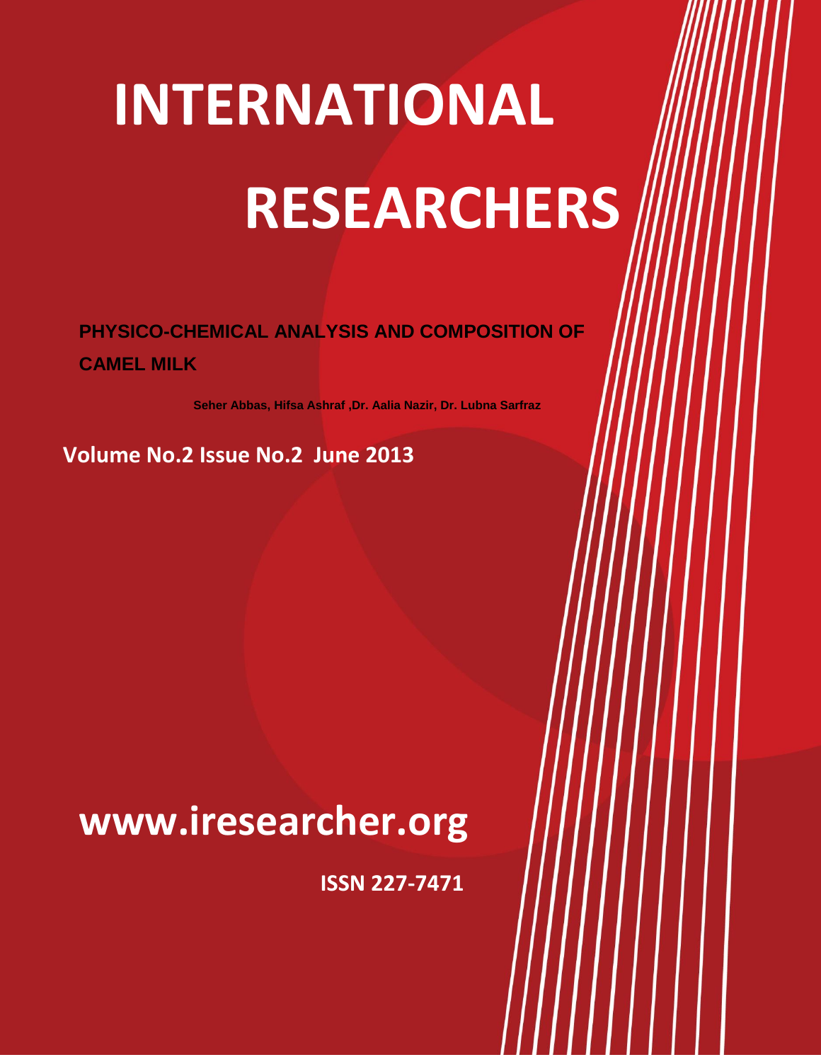# INTERNATIONAL RESEARCHERS

## PHYSICO-CHEMICAL ANALYSIS AND COMPOSITION OF CAMEL MILK

**Seher Abbas, Hifsa Ashraf ,Dr. Aalia Nazir, Dr. Lubna Sarfraz**

**Volume No.2 Issue No.2 June 2013**

**www.iresearcher.org**

**ISSN 227-7471**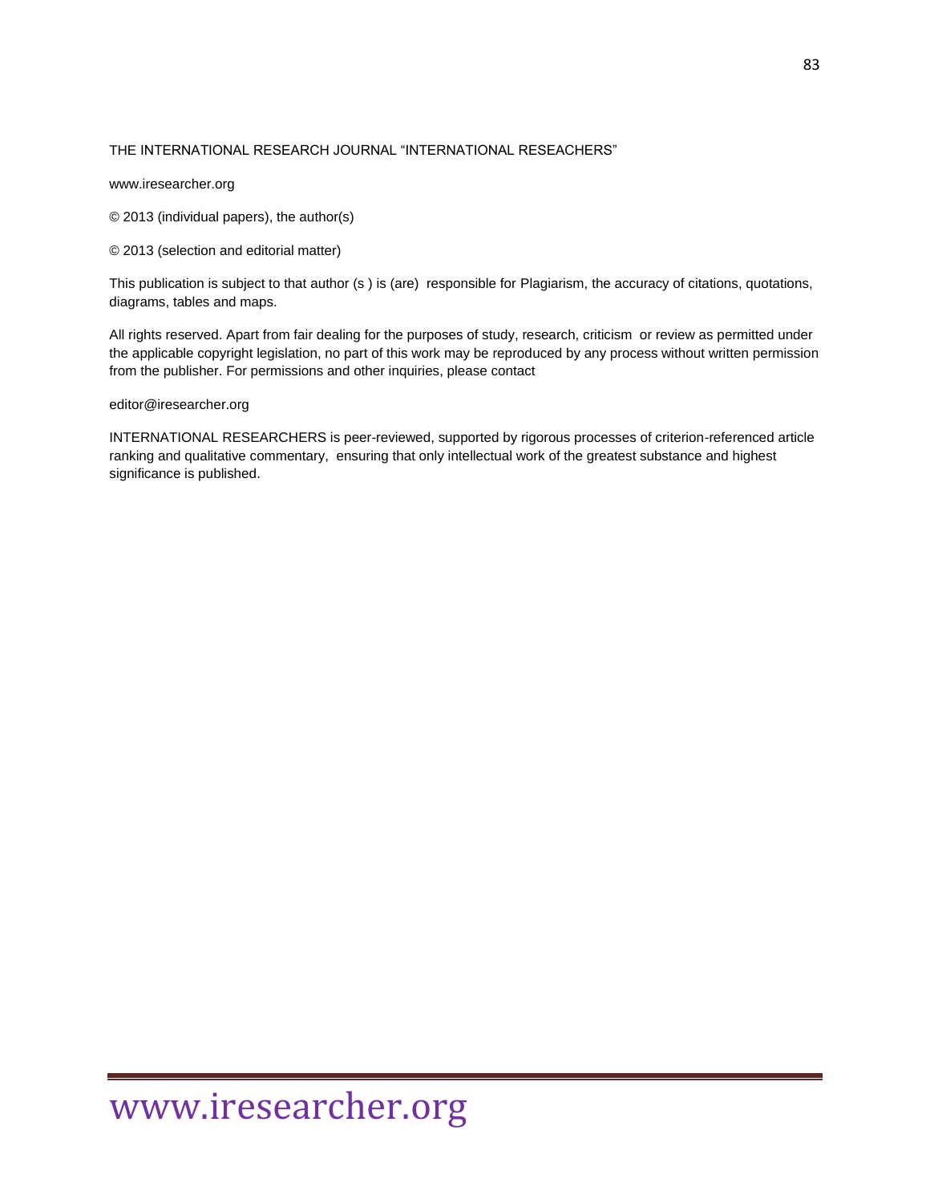THE INTERNATIONAL RESEARCH JOURNAL "INTERNATIONAL RESEACHERS"

www.iresearcher.org

© 2013 (individual papers), the author(s)

© 2013 (selection and editorial matter)

This publication is subject to that author (s ) is (are) responsible for Plagiarism, the accuracy of citations, quotations, diagrams, tables and maps.

All rights reserved. Apart from fair dealing for the purposes of study, research, criticism or review as permitted under the applicable copyright legislation, no part of this work may be reproduced by any process without written permission from the publisher. For permissions and other inquiries, please contact

editor@iresearcher.org

INTERNATIONAL RESEARCHERS is peer-reviewed, supported by rigorous processes of criterion-referenced article ranking and qualitative commentary, ensuring that only intellectual work of the greatest substance and highest significance is published.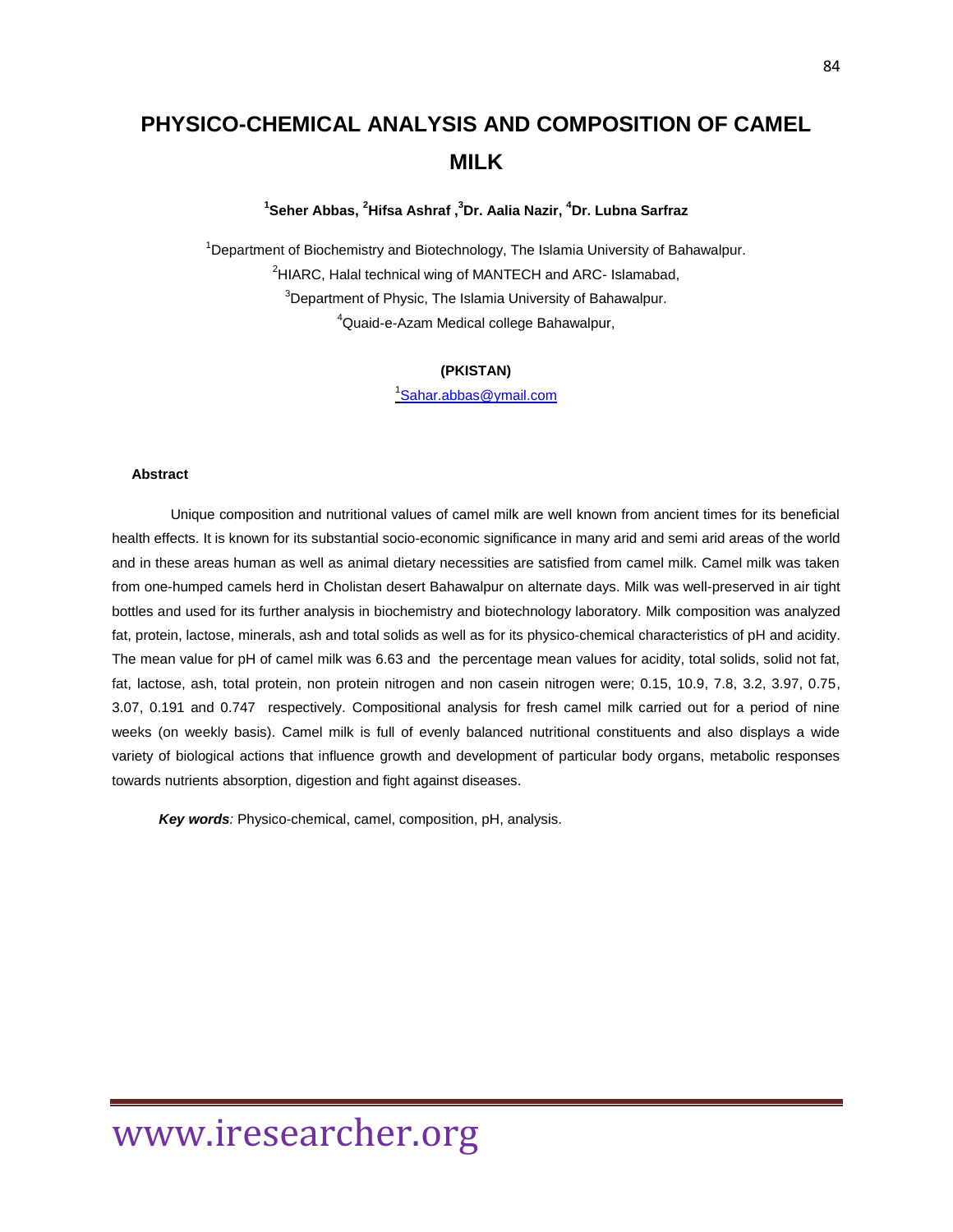# PHYSICO-CHEMICAL ANALYSIS AND COMPOSITION OF CAMEL MILK

**[1]Seher Abbas, [2]Hifsa Ashraf ,[3]Dr. Aalia Nazir, [4]Dr. Lubna Sarfraz**

[1]Department of Biochemistry and Biotechnology, The Islamia University of Bahawalpur.
[2]HIARC, Halal technical wing of MANTECH and ARC- Islamabad,
[3]Department of Physic, The Islamia University of Bahawalpur.
[4]Quaid-e-Azam Medical college Bahawalpur,

**(PKISTAN)**

[1]Sahar.abbas@ymail.com

## Abstract

Unique composition and nutritional values of camel milk are well known from ancient times for its beneficial health effects. It is known for its substantial socio-economic significance in many arid and semi arid areas of the world and in these areas human as well as animal dietary necessities are satisfied from camel milk. Camel milk was taken from one-humped camels herd in Cholistan desert Bahawalpur on alternate days. Milk was well-preserved in air tight bottles and used for its further analysis in biochemistry and biotechnology laboratory. Milk composition was analyzed fat, protein, lactose, minerals, ash and total solids as well as for its physico-chemical characteristics of pH and acidity. The mean value for pH of camel milk was 6.63 and the percentage mean values for acidity, total solids, solid not fat, fat, lactose, ash, total protein, non protein nitrogen and non casein nitrogen were; 0.15, 10.9, 7.8, 3.2, 3.97, 0.75, 3.07, 0.191 and 0.747 respectively. Compositional analysis for fresh camel milk carried out for a period of nine weeks (on weekly basis). Camel milk is full of evenly balanced nutritional constituents and also displays a wide variety of biological actions that influence growth and development of particular body organs, metabolic responses towards nutrients absorption, digestion and fight against diseases.

***Key words**:* Physico-chemical, camel, composition, pH, analysis.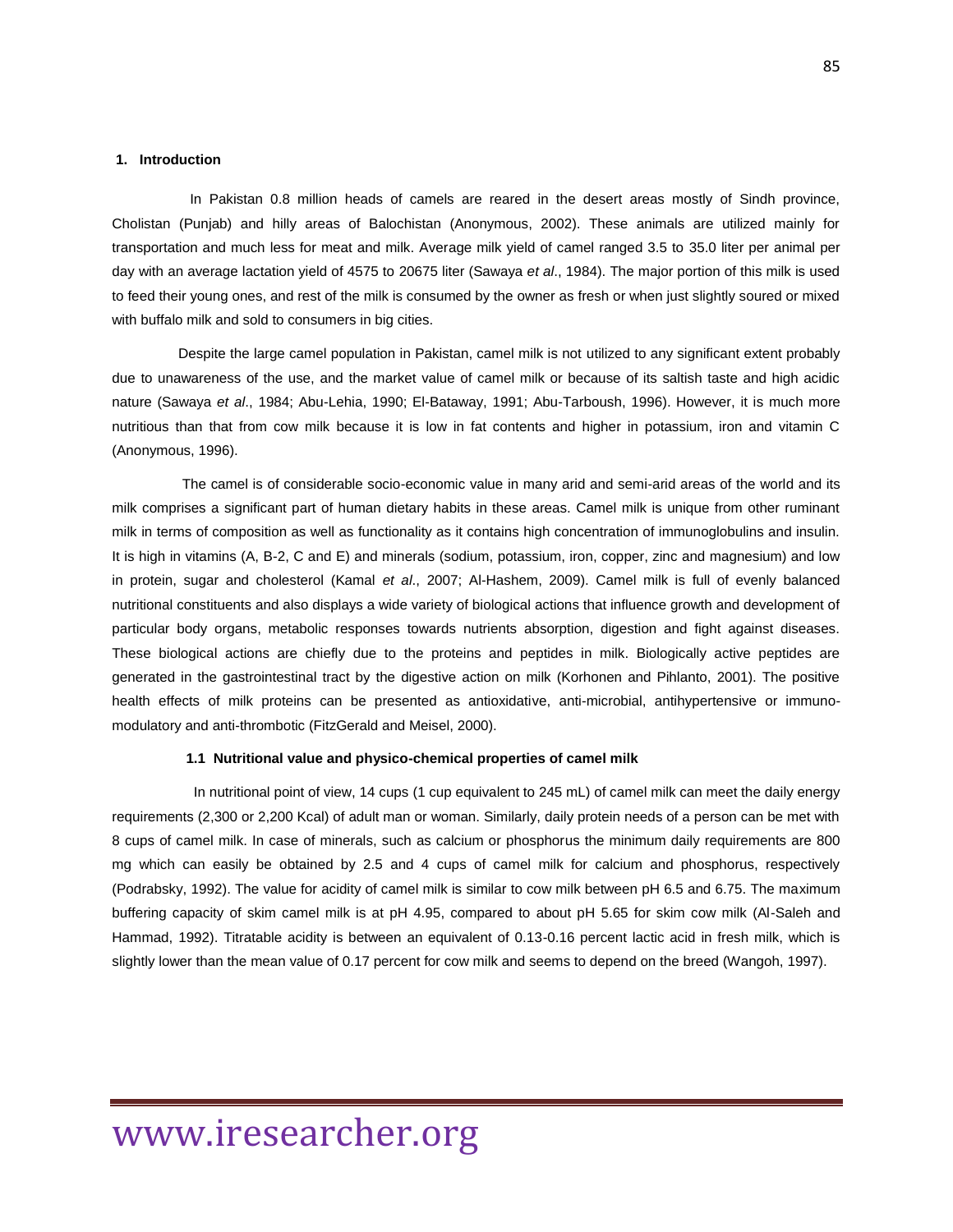## 1. Introduction

In Pakistan 0.8 million heads of camels are reared in the desert areas mostly of Sindh province, Cholistan (Punjab) and hilly areas of Balochistan (Anonymous, 2002). These animals are utilized mainly for transportation and much less for meat and milk. Average milk yield of camel ranged 3.5 to 35.0 liter per animal per day with an average lactation yield of 4575 to 20675 liter (Sawaya *et al*., 1984). The major portion of this milk is used to feed their young ones, and rest of the milk is consumed by the owner as fresh or when just slightly soured or mixed with buffalo milk and sold to consumers in big cities.

Despite the large camel population in Pakistan, camel milk is not utilized to any significant extent probably due to unawareness of the use, and the market value of camel milk or because of its saltish taste and high acidic nature (Sawaya *et al*., 1984; Abu-Lehia, 1990; El-Bataway, 1991; Abu-Tarboush, 1996). However, it is much more nutritious than that from cow milk because it is low in fat contents and higher in potassium, iron and vitamin C (Anonymous, 1996).

The camel is of considerable socio-economic value in many arid and semi-arid areas of the world and its milk comprises a significant part of human dietary habits in these areas. Camel milk is unique from other ruminant milk in terms of composition as well as functionality as it contains high concentration of immunoglobulins and insulin. It is high in vitamins (A, B-2, C and E) and minerals (sodium, potassium, iron, copper, zinc and magnesium) and low in protein, sugar and cholesterol (Kamal *et al*., 2007; Al-Hashem, 2009). Camel milk is full of evenly balanced nutritional constituents and also displays a wide variety of biological actions that influence growth and development of particular body organs, metabolic responses towards nutrients absorption, digestion and fight against diseases. These biological actions are chiefly due to the proteins and peptides in milk. Biologically active peptides are generated in the gastrointestinal tract by the digestive action on milk (Korhonen and Pihlanto, 2001). The positive health effects of milk proteins can be presented as antioxidative, anti-microbial, antihypertensive or immuno-modulatory and anti-thrombotic (FitzGerald and Meisel, 2000).

### 1.1 Nutritional value and physico-chemical properties of camel milk

In nutritional point of view, 14 cups (1 cup equivalent to 245 mL) of camel milk can meet the daily energy requirements (2,300 or 2,200 Kcal) of adult man or woman. Similarly, daily protein needs of a person can be met with 8 cups of camel milk. In case of minerals, such as calcium or phosphorus the minimum daily requirements are 800 mg which can easily be obtained by 2.5 and 4 cups of camel milk for calcium and phosphorus, respectively (Podrabsky, 1992). The value for acidity of camel milk is similar to cow milk between pH 6.5 and 6.75. The maximum buffering capacity of skim camel milk is at pH 4.95, compared to about pH 5.65 for skim cow milk (Al-Saleh and Hammad, 1992). Titratable acidity is between an equivalent of 0.13-0.16 percent lactic acid in fresh milk, which is slightly lower than the mean value of 0.17 percent for cow milk and seems to depend on the breed (Wangoh, 1997).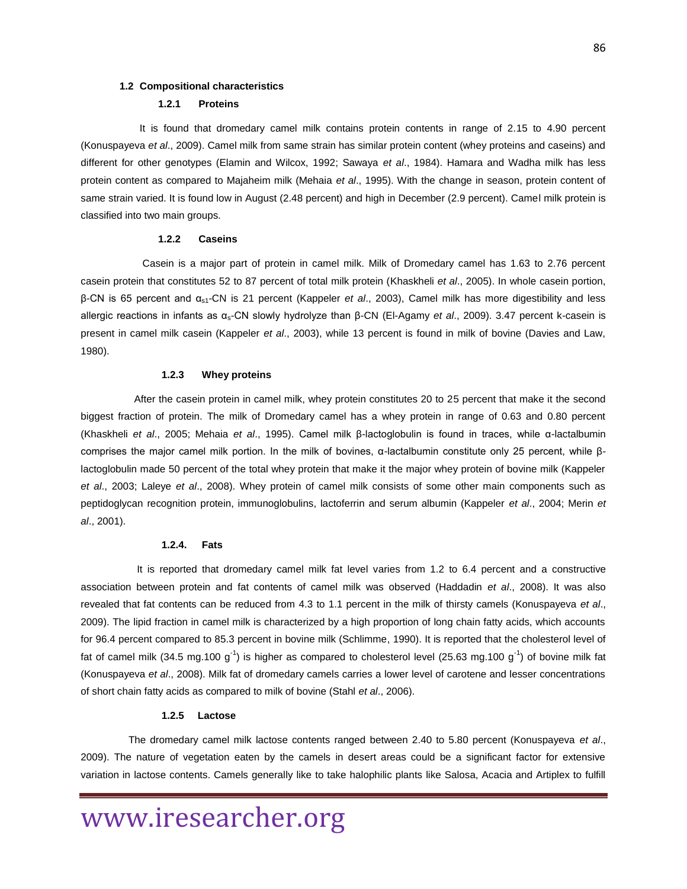## 1.2 Compositional characteristics

### 1.2.1 Proteins

It is found that dromedary camel milk contains protein contents in range of 2.15 to 4.90 percent (Konuspayeva *et al*., 2009). Camel milk from same strain has similar protein content (whey proteins and caseins) and different for other genotypes (Elamin and Wilcox, 1992; Sawaya *et al*., 1984). Hamara and Wadha milk has less protein content as compared to Majaheim milk (Mehaia *et al*., 1995). With the change in season, protein content of same strain varied. It is found low in August (2.48 percent) and high in December (2.9 percent). Camel milk protein is classified into two main groups.

### 1.2.2 Caseins

Casein is a major part of protein in camel milk. Milk of Dromedary camel has 1.63 to 2.76 percent casein protein that constitutes 52 to 87 percent of total milk protein (Khaskheli *et al*., 2005). In whole casein portion, β-CN is 65 percent and $\alpha_{s1}$-CN is 21 percent (Kappeler *et al*., 2003), Camel milk has more digestibility and less allergic reactions in infants as $\alpha_s$-CN slowly hydrolyze than β-CN (El-Agamy *et al*., 2009). 3.47 percent k-casein is present in camel milk casein (Kappeler *et al*., 2003), while 13 percent is found in milk of bovine (Davies and Law, 1980).

### 1.2.3 Whey proteins

After the casein protein in camel milk, whey protein constitutes 20 to 25 percent that make it the second biggest fraction of protein. The milk of Dromedary camel has a whey protein in range of 0.63 and 0.80 percent (Khaskheli *et al*., 2005; Mehaia *et al*., 1995). Camel milk β-lactoglobulin is found in traces, while α-lactalbumin comprises the major camel milk portion. In the milk of bovines, α-lactalbumin constitute only 25 percent, while β-lactoglobulin made 50 percent of the total whey protein that make it the major whey protein of bovine milk (Kappeler *et al*., 2003; Laleye *et al*., 2008). Whey protein of camel milk consists of some other main components such as peptidoglycan recognition protein, immunoglobulins, lactoferrin and serum albumin (Kappeler *et al*., 2004; Merin *et al*., 2001).

### 1.2.4. Fats

It is reported that dromedary camel milk fat level varies from 1.2 to 6.4 percent and a constructive association between protein and fat contents of camel milk was observed (Haddadin *et al*., 2008). It was also revealed that fat contents can be reduced from 4.3 to 1.1 percent in the milk of thirsty camels (Konuspayeva *et al*., 2009). The lipid fraction in camel milk is characterized by a high proportion of long chain fatty acids, which accounts for 96.4 percent compared to 85.3 percent in bovine milk (Schlimme, 1990). It is reported that the cholesterol level of fat of camel milk (34.5 mg.100 $g^{-1}$) is higher as compared to cholesterol level (25.63 mg.100 $g^{-1}$) of bovine milk fat (Konuspayeva *et al*., 2008). Milk fat of dromedary camels carries a lower level of carotene and lesser concentrations of short chain fatty acids as compared to milk of bovine (Stahl *et al*., 2006).

### 1.2.5 Lactose

The dromedary camel milk lactose contents ranged between 2.40 to 5.80 percent (Konuspayeva *et al*., 2009). The nature of vegetation eaten by the camels in desert areas could be a significant factor for extensive variation in lactose contents. Camels generally like to take halophilic plants like Salosa, Acacia and Artiplex to fulfill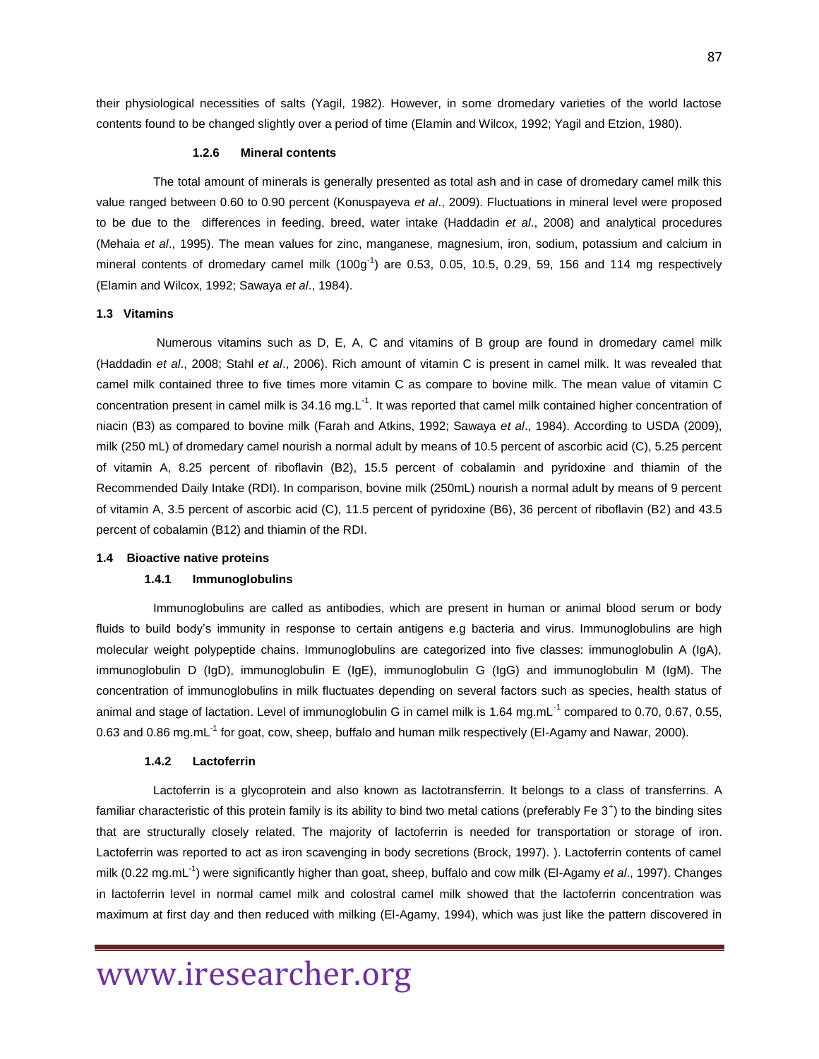their physiological necessities of salts (Yagil, 1982). However, in some dromedary varieties of the world lactose contents found to be changed slightly over a period of time (Elamin and Wilcox, 1992; Yagil and Etzion, 1980).

#### 1.2.6 Mineral contents

The total amount of minerals is generally presented as total ash and in case of dromedary camel milk this value ranged between 0.60 to 0.90 percent (Konuspayeva *et al*., 2009). Fluctuations in mineral level were proposed to be due to the differences in feeding, breed, water intake (Haddadin *et al*., 2008) and analytical procedures (Mehaia *et al*., 1995). The mean values for zinc, manganese, magnesium, iron, sodium, potassium and calcium in mineral contents of dromedary camel milk ($100g^{-1}$) are 0.53, 0.05, 10.5, 0.29, 59, 156 and 114 mg respectively (Elamin and Wilcox, 1992; Sawaya *et al*., 1984).

### 1.3 Vitamins

Numerous vitamins such as D, E, A, C and vitamins of B group are found in dromedary camel milk (Haddadin *et al*., 2008; Stahl *et al*., 2006). Rich amount of vitamin C is present in camel milk. It was revealed that camel milk contained three to five times more vitamin C as compare to bovine milk. The mean value of vitamin C concentration present in camel milk is 34.16 $mg.L^{-1}$. It was reported that camel milk contained higher concentration of niacin (B3) as compared to bovine milk (Farah and Atkins, 1992; Sawaya *et al*., 1984). According to USDA (2009), milk (250 mL) of dromedary camel nourish a normal adult by means of 10.5 percent of ascorbic acid (C), 5.25 percent of vitamin A, 8.25 percent of riboflavin (B2), 15.5 percent of cobalamin and pyridoxine and thiamin of the Recommended Daily Intake (RDI). In comparison, bovine milk (250mL) nourish a normal adult by means of 9 percent of vitamin A, 3.5 percent of ascorbic acid (C), 11.5 percent of pyridoxine (B6), 36 percent of riboflavin (B2) and 43.5 percent of cobalamin (B12) and thiamin of the RDI.

### 1.4 Bioactive native proteins

#### 1.4.1 Immunoglobulins

Immunoglobulins are called as antibodies, which are present in human or animal blood serum or body fluids to build body's immunity in response to certain antigens e.g bacteria and virus. Immunoglobulins are high molecular weight polypeptide chains. Immunoglobulins are categorized into five classes: immunoglobulin A (IgA), immunoglobulin D (IgD), immunoglobulin E (IgE), immunoglobulin G (IgG) and immunoglobulin M (IgM). The concentration of immunoglobulins in milk fluctuates depending on several factors such as species, health status of animal and stage of lactation. Level of immunoglobulin G in camel milk is 1.64 $mg.mL^{-1}$ compared to 0.70, 0.67, 0.55, 0.63 and 0.86 $mg.mL^{-1}$ for goat, cow, sheep, buffalo and human milk respectively (El-Agamy and Nawar, 2000).

#### 1.4.2 Lactoferrin

Lactoferrin is a glycoprotein and also known as lactotransferrin. It belongs to a class of transferrins. A familiar characteristic of this protein family is its ability to bind two metal cations (preferably $Fe\ 3^{+}$) to the binding sites that are structurally closely related. The majority of lactoferrin is needed for transportation or storage of iron. Lactoferrin was reported to act as iron scavenging in body secretions (Brock, 1997). ). Lactoferrin contents of camel milk (0.22 $mg.mL^{-1}$) were significantly higher than goat, sheep, buffalo and cow milk (El-Agamy *et al*., 1997). Changes in lactoferrin level in normal camel milk and colostral camel milk showed that the lactoferrin concentration was maximum at first day and then reduced with milking (El-Agamy, 1994), which was just like the pattern discovered in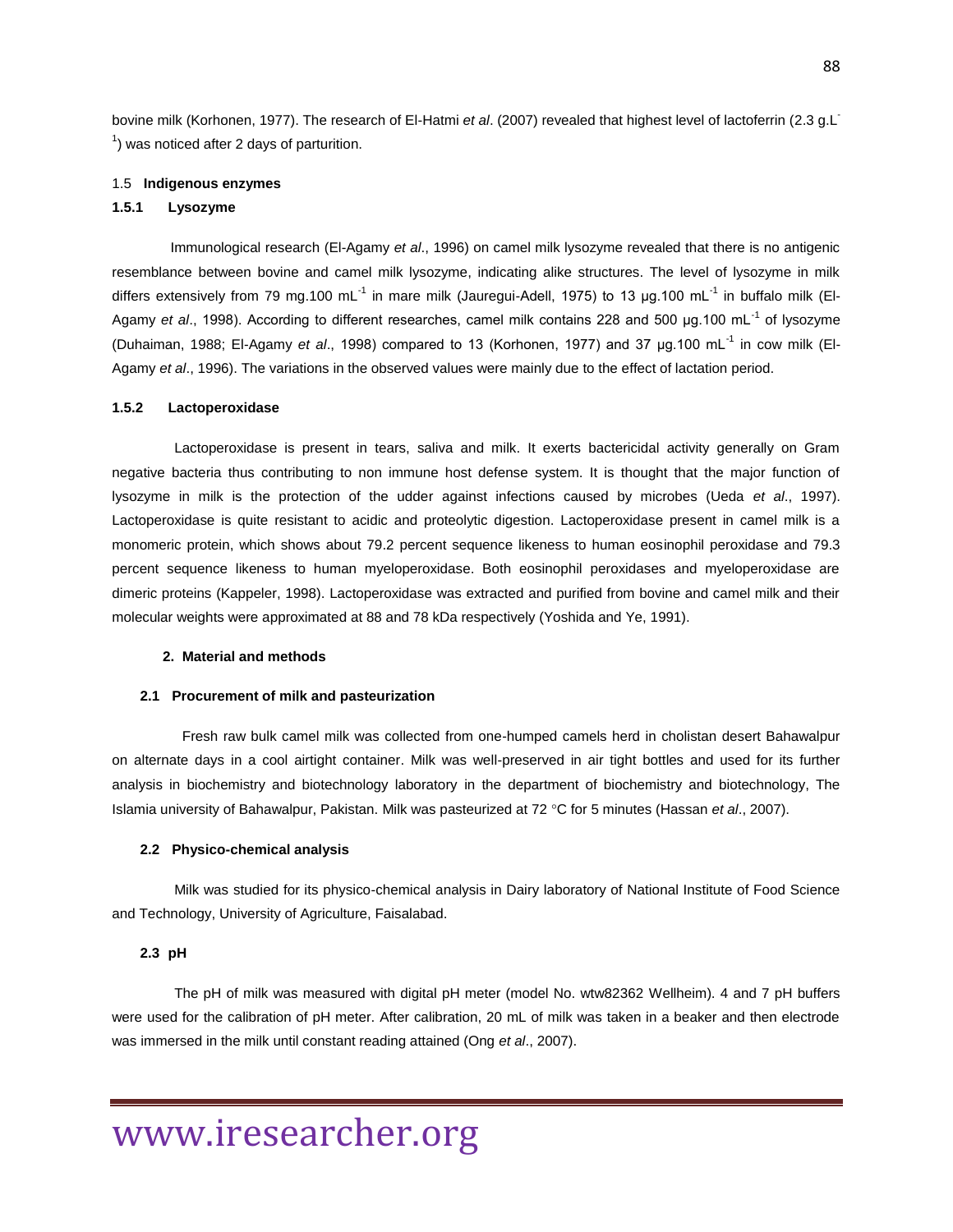bovine milk (Korhonen, 1977). The research of El-Hatmi *et al*. (2007) revealed that highest level of lactoferrin (2.3 g.L$^{-1}$) was noticed after 2 days of parturition.

## 1.5 Indigenous enzymes

### 1.5.1 Lysozyme

Immunological research (El-Agamy *et al*., 1996) on camel milk lysozyme revealed that there is no antigenic resemblance between bovine and camel milk lysozyme, indicating alike structures. The level of lysozyme in milk differs extensively from 79 mg.100 mL$^{-1}$ in mare milk (Jauregui-Adell, 1975) to 13 µg.100 mL$^{-1}$ in buffalo milk (El-Agamy *et al*., 1998). According to different researches, camel milk contains 228 and 500 µg.100 mL$^{-1}$ of lysozyme (Duhaiman, 1988; El-Agamy *et al*., 1998) compared to 13 (Korhonen, 1977) and 37 µg.100 mL$^{-1}$ in cow milk (El-Agamy *et al*., 1996). The variations in the observed values were mainly due to the effect of lactation period.

### 1.5.2 Lactoperoxidase

Lactoperoxidase is present in tears, saliva and milk. It exerts bactericidal activity generally on Gram negative bacteria thus contributing to non immune host defense system. It is thought that the major function of lysozyme in milk is the protection of the udder against infections caused by microbes (Ueda *et al*., 1997). Lactoperoxidase is quite resistant to acidic and proteolytic digestion. Lactoperoxidase present in camel milk is a monomeric protein, which shows about 79.2 percent sequence likeness to human eosinophil peroxidase and 79.3 percent sequence likeness to human myeloperoxidase. Both eosinophil peroxidases and myeloperoxidase are dimeric proteins (Kappeler, 1998). Lactoperoxidase was extracted and purified from bovine and camel milk and their molecular weights were approximated at 88 and 78 kDa respectively (Yoshida and Ye, 1991).

# 2. Material and methods

## 2.1 Procurement of milk and pasteurization

Fresh raw bulk camel milk was collected from one-humped camels herd in cholistan desert Bahawalpur on alternate days in a cool airtight container. Milk was well-preserved in air tight bottles and used for its further analysis in biochemistry and biotechnology laboratory in the department of biochemistry and biotechnology, The Islamia university of Bahawalpur, Pakistan. Milk was pasteurized at 72 °C for 5 minutes (Hassan *et al*., 2007).

## 2.2 Physico-chemical analysis

Milk was studied for its physico-chemical analysis in Dairy laboratory of National Institute of Food Science and Technology, University of Agriculture, Faisalabad.

## 2.3 pH

The pH of milk was measured with digital pH meter (model No. wtw82362 Wellheim). 4 and 7 pH buffers were used for the calibration of pH meter. After calibration, 20 mL of milk was taken in a beaker and then electrode was immersed in the milk until constant reading attained (Ong *et al*., 2007).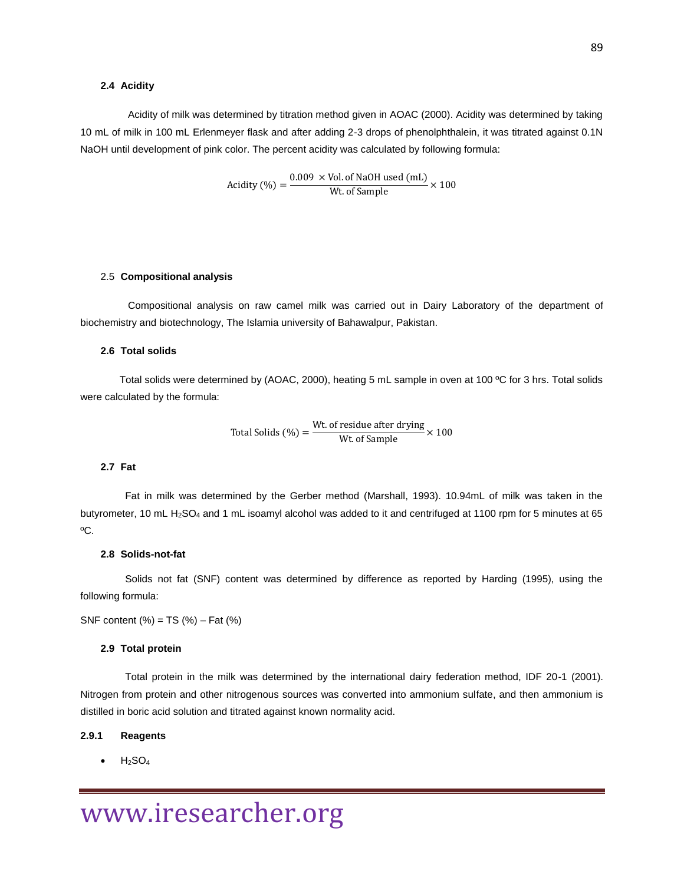### 2.4 Acidity

Acidity of milk was determined by titration method given in AOAC (2000). Acidity was determined by taking 10 mL of milk in 100 mL Erlenmeyer flask and after adding 2-3 drops of phenolphthalein, it was titrated against 0.1N NaOH until development of pink color. The percent acidity was calculated by following formula:

$$\text{Acidity (\%)} = \frac{0.009 \times \text{Vol. of NaOH used (mL)}}{\text{Wt. of Sample}} \times 100$$

### 2.5 Compositional analysis

Compositional analysis on raw camel milk was carried out in Dairy Laboratory of the department of biochemistry and biotechnology, The Islamia university of Bahawalpur, Pakistan.

### 2.6 Total solids

Total solids were determined by (AOAC, 2000), heating 5 mL sample in oven at 100 ºC for 3 hrs. Total solids were calculated by the formula:

$$\text{Total Solids (\%)} = \frac{\text{Wt. of residue after drying}}{\text{Wt. of Sample}} \times 100$$

### 2.7 Fat

Fat in milk was determined by the Gerber method (Marshall, 1993). 10.94mL of milk was taken in the butyrometer, 10 mL $H_2SO_4$ and 1 mL isoamyl alcohol was added to it and centrifuged at 1100 rpm for 5 minutes at 65 ºC.

### 2.8 Solids-not-fat

Solids not fat (SNF) content was determined by difference as reported by Harding (1995), using the following formula:

SNF content (%) = TS (%) – Fat (%)

### 2.9 Total protein

Total protein in the milk was determined by the international dairy federation method, IDF 20-1 (2001). Nitrogen from protein and other nitrogenous sources was converted into ammonium sulfate, and then ammonium is distilled in boric acid solution and titrated against known normality acid.

#### 2.9.1 Reagents

- $H_2SO_4$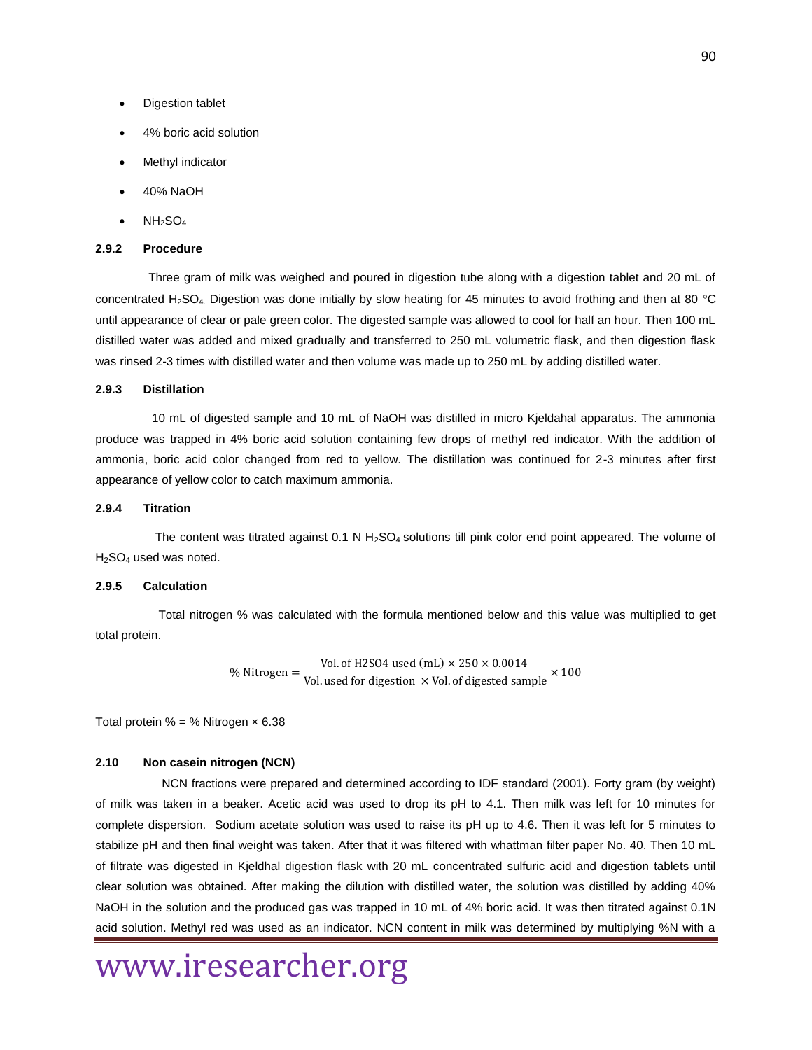- Digestion tablet
- 4% boric acid solution
- Methyl indicator
- 40% NaOH
- $NH_2SO_4$

### 2.9.2 Procedure

Three gram of milk was weighed and poured in digestion tube along with a digestion tablet and 20 mL of concentrated $H_2SO_4$. Digestion was done initially by slow heating for 45 minutes to avoid frothing and then at 80 °C until appearance of clear or pale green color. The digested sample was allowed to cool for half an hour. Then 100 mL distilled water was added and mixed gradually and transferred to 250 mL volumetric flask, and then digestion flask was rinsed 2-3 times with distilled water and then volume was made up to 250 mL by adding distilled water.

### 2.9.3 Distillation

10 mL of digested sample and 10 mL of NaOH was distilled in micro Kjeldahal apparatus. The ammonia produce was trapped in 4% boric acid solution containing few drops of methyl red indicator. With the addition of ammonia, boric acid color changed from red to yellow. The distillation was continued for 2-3 minutes after first appearance of yellow color to catch maximum ammonia.

### 2.9.4 Titration

The content was titrated against 0.1 N $H_2SO_4$ solutions till pink color end point appeared. The volume of $H_2SO_4$ used was noted.

### 2.9.5 Calculation

Total nitrogen % was calculated with the formula mentioned below and this value was multiplied to get total protein.

$$\%\ \text{Nitrogen} = \frac{\text{Vol. of H2SO4 used (mL)} \times 250 \times 0.0014}{\text{Vol. used for digestion } \times \text{Vol. of digested sample}} \times 100$$

Total protein % = % Nitrogen × 6.38

## 2.10 Non casein nitrogen (NCN)

NCN fractions were prepared and determined according to IDF standard (2001). Forty gram (by weight) of milk was taken in a beaker. Acetic acid was used to drop its pH to 4.1. Then milk was left for 10 minutes for complete dispersion. Sodium acetate solution was used to raise its pH up to 4.6. Then it was left for 5 minutes to stabilize pH and then final weight was taken. After that it was filtered with whattman filter paper No. 40. Then 10 mL of filtrate was digested in Kjeldhal digestion flask with 20 mL concentrated sulfuric acid and digestion tablets until clear solution was obtained. After making the dilution with distilled water, the solution was distilled by adding 40% NaOH in the solution and the produced gas was trapped in 10 mL of 4% boric acid. It was then titrated against 0.1N acid solution. Methyl red was used as an indicator. NCN content in milk was determined by multiplying %N with a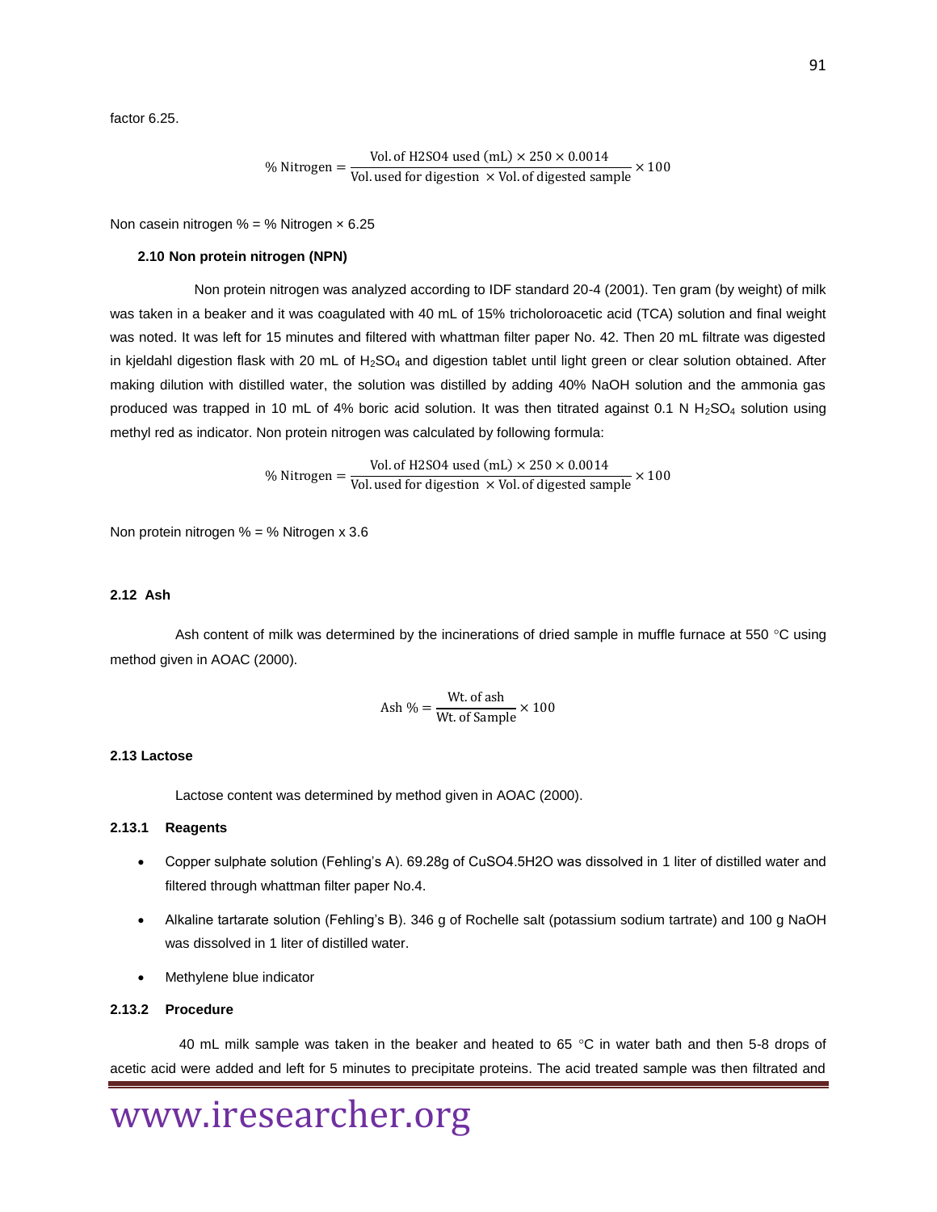factor 6.25.

$$\% \text{ Nitrogen} = \frac{\text{Vol. of H2SO4 used (mL)} \times 250 \times 0.0014}{\text{Vol. used for digestion } \times \text{Vol. of digested sample}} \times 100$$

Non casein nitrogen % = % Nitrogen × 6.25

### 2.10 Non protein nitrogen (NPN)

Non protein nitrogen was analyzed according to IDF standard 20-4 (2001). Ten gram (by weight) of milk was taken in a beaker and it was coagulated with 40 mL of 15% tricholoroacetic acid (TCA) solution and final weight was noted. It was left for 15 minutes and filtered with whattman filter paper No. 42. Then 20 mL filtrate was digested in kjeldahl digestion flask with 20 mL of $H_2SO_4$ and digestion tablet until light green or clear solution obtained. After making dilution with distilled water, the solution was distilled by adding 40% NaOH solution and the ammonia gas produced was trapped in 10 mL of 4% boric acid solution. It was then titrated against 0.1 N $H_2SO_4$ solution using methyl red as indicator. Non protein nitrogen was calculated by following formula:

$$\% \text{ Nitrogen} = \frac{\text{Vol. of H2SO4 used (mL)} \times 250 \times 0.0014}{\text{Vol. used for digestion } \times \text{Vol. of digested sample}} \times 100$$

Non protein nitrogen % = % Nitrogen x 3.6

### 2.12 Ash

Ash content of milk was determined by the incinerations of dried sample in muffle furnace at 550 °C using method given in AOAC (2000).

$$\text{Ash } \% = \frac{\text{Wt. of ash}}{\text{Wt. of Sample}} \times 100$$

### 2.13 Lactose

Lactose content was determined by method given in AOAC (2000).

#### 2.13.1 Reagents

- Copper sulphate solution (Fehling's A). 69.28g of CuSO4.5H2O was dissolved in 1 liter of distilled water and filtered through whattman filter paper No.4.
- Alkaline tartarate solution (Fehling's B). 346 g of Rochelle salt (potassium sodium tartrate) and 100 g NaOH was dissolved in 1 liter of distilled water.
- Methylene blue indicator

#### 2.13.2 Procedure

40 mL milk sample was taken in the beaker and heated to 65 °C in water bath and then 5-8 drops of acetic acid were added and left for 5 minutes to precipitate proteins. The acid treated sample was then filtrated and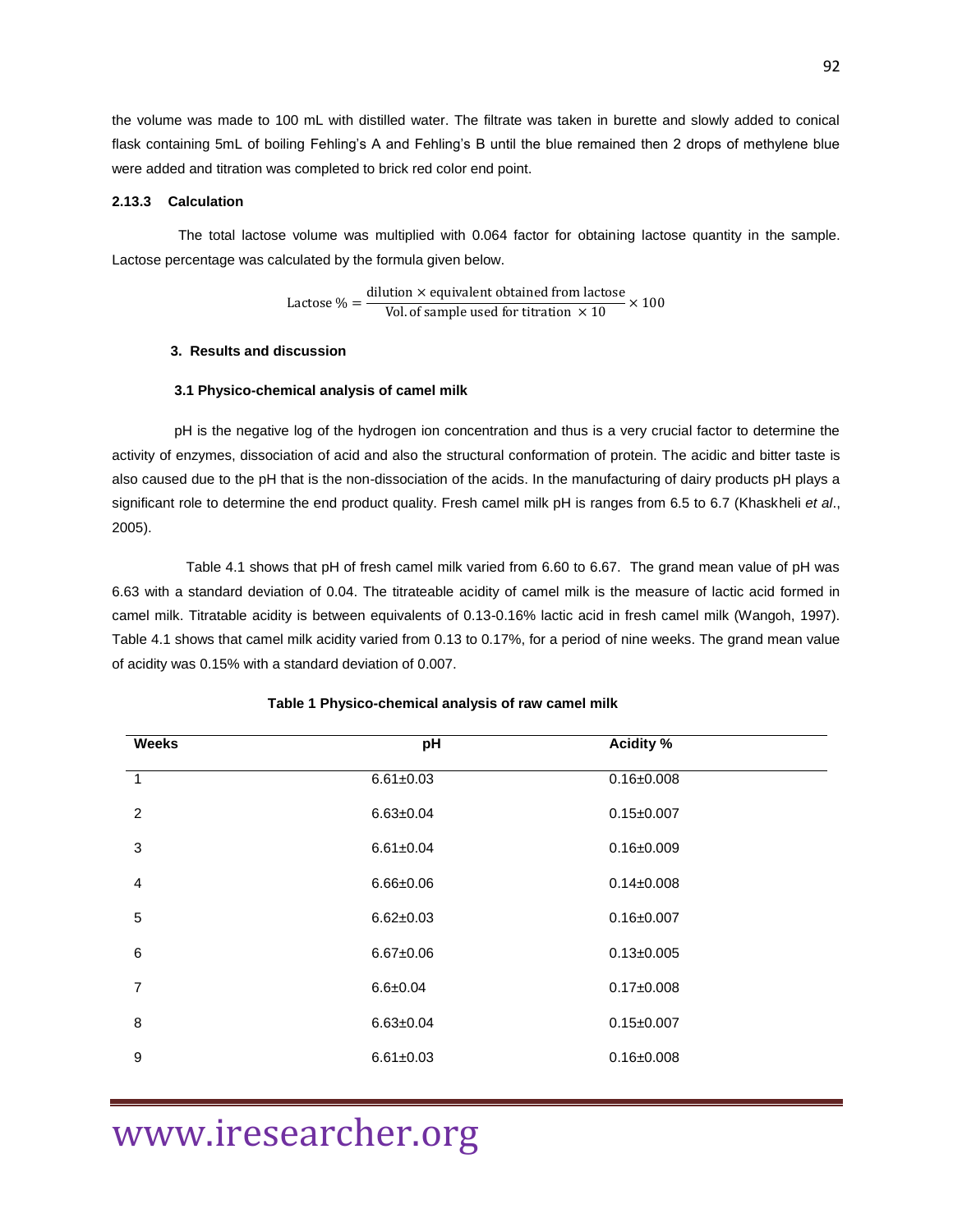the volume was made to 100 mL with distilled water. The filtrate was taken in burette and slowly added to conical flask containing 5mL of boiling Fehling's A and Fehling's B until the blue remained then 2 drops of methylene blue were added and titration was completed to brick red color end point.

### 2.13.3 Calculation

The total lactose volume was multiplied with 0.064 factor for obtaining lactose quantity in the sample. Lactose percentage was calculated by the formula given below.

$$\text{Lactose } \% = \frac{\text{dilution} \times \text{equivalent obtained from lactose}}{\text{Vol. of sample used for titration } \times 10} \times 100$$

## 3. Results and discussion

### 3.1 Physico-chemical analysis of camel milk

pH is the negative log of the hydrogen ion concentration and thus is a very crucial factor to determine the activity of enzymes, dissociation of acid and also the structural conformation of protein. The acidic and bitter taste is also caused due to the pH that is the non-dissociation of the acids. In the manufacturing of dairy products pH plays a significant role to determine the end product quality. Fresh camel milk pH is ranges from 6.5 to 6.7 (Khaskheli *et al*., 2005).

Table 4.1 shows that pH of fresh camel milk varied from 6.60 to 6.67. The grand mean value of pH was 6.63 with a standard deviation of 0.04. The titrateable acidity of camel milk is the measure of lactic acid formed in camel milk. Titratable acidity is between equivalents of 0.13-0.16% lactic acid in fresh camel milk (Wangoh, 1997). Table 4.1 shows that camel milk acidity varied from 0.13 to 0.17%, for a period of nine weeks. The grand mean value of acidity was 0.15% with a standard deviation of 0.007.

**Table 1 Physico-chemical analysis of raw camel milk**

| Weeks | pH | Acidity % |
|---|---|---|
| 1 | 6.61±0.03 | 0.16±0.008 |
| 2 | 6.63±0.04 | 0.15±0.007 |
| 3 | 6.61±0.04 | 0.16±0.009 |
| 4 | 6.66±0.06 | 0.14±0.008 |
| 5 | 6.62±0.03 | 0.16±0.007 |
| 6 | 6.67±0.06 | 0.13±0.005 |
| 7 | 6.6±0.04 | 0.17±0.008 |
| 8 | 6.63±0.04 | 0.15±0.007 |
| 9 | 6.61±0.03 | 0.16±0.008 |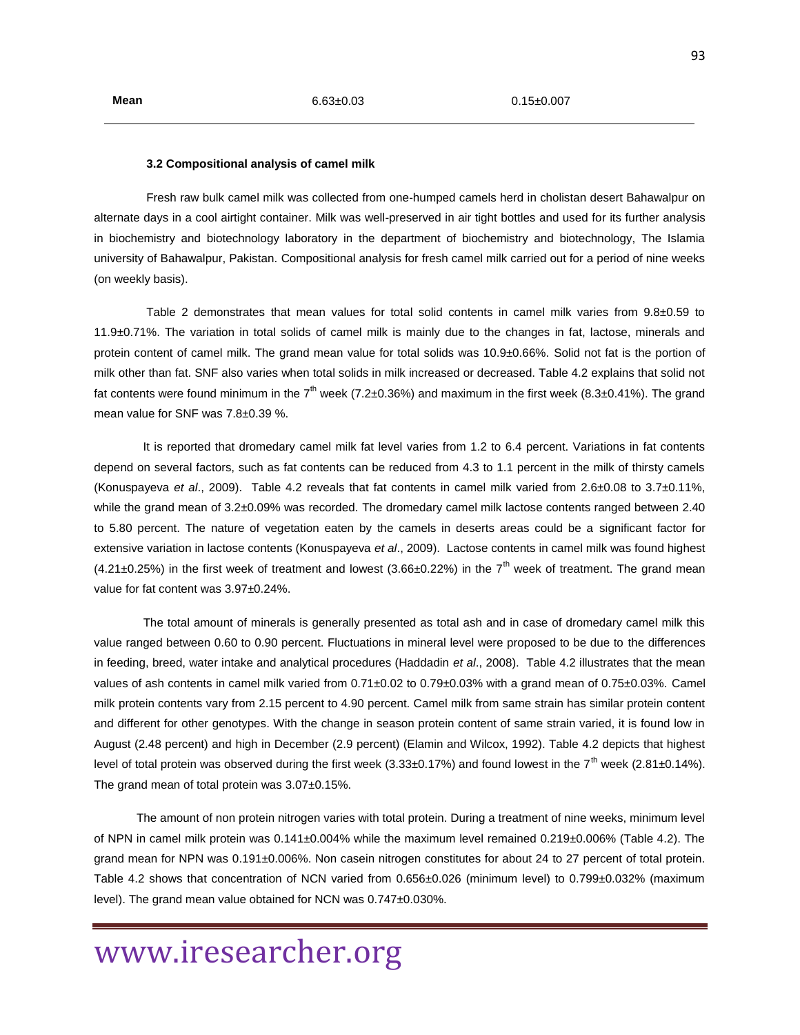| Mean | 6.63±0.03 | 0.15±0.007 |
|---|---|---|

### 3.2 Compositional analysis of camel milk

Fresh raw bulk camel milk was collected from one-humped camels herd in cholistan desert Bahawalpur on alternate days in a cool airtight container. Milk was well-preserved in air tight bottles and used for its further analysis in biochemistry and biotechnology laboratory in the department of biochemistry and biotechnology, The Islamia university of Bahawalpur, Pakistan. Compositional analysis for fresh camel milk carried out for a period of nine weeks (on weekly basis).

Table 2 demonstrates that mean values for total solid contents in camel milk varies from 9.8±0.59 to 11.9±0.71%. The variation in total solids of camel milk is mainly due to the changes in fat, lactose, minerals and protein content of camel milk. The grand mean value for total solids was 10.9±0.66%. Solid not fat is the portion of milk other than fat. SNF also varies when total solids in milk increased or decreased. Table 4.2 explains that solid not fat contents were found minimum in the 7th week (7.2±0.36%) and maximum in the first week (8.3±0.41%). The grand mean value for SNF was 7.8±0.39 %.

It is reported that dromedary camel milk fat level varies from 1.2 to 6.4 percent. Variations in fat contents depend on several factors, such as fat contents can be reduced from 4.3 to 1.1 percent in the milk of thirsty camels (Konuspayeva *et al*., 2009). Table 4.2 reveals that fat contents in camel milk varied from 2.6±0.08 to 3.7±0.11%, while the grand mean of 3.2±0.09% was recorded. The dromedary camel milk lactose contents ranged between 2.40 to 5.80 percent. The nature of vegetation eaten by the camels in deserts areas could be a significant factor for extensive variation in lactose contents (Konuspayeva *et al*., 2009). Lactose contents in camel milk was found highest (4.21±0.25%) in the first week of treatment and lowest (3.66±0.22%) in the 7th week of treatment. The grand mean value for fat content was 3.97±0.24%.

The total amount of minerals is generally presented as total ash and in case of dromedary camel milk this value ranged between 0.60 to 0.90 percent. Fluctuations in mineral level were proposed to be due to the differences in feeding, breed, water intake and analytical procedures (Haddadin *et al*., 2008). Table 4.2 illustrates that the mean values of ash contents in camel milk varied from 0.71±0.02 to 0.79±0.03% with a grand mean of 0.75±0.03%. Camel milk protein contents vary from 2.15 percent to 4.90 percent. Camel milk from same strain has similar protein content and different for other genotypes. With the change in season protein content of same strain varied, it is found low in August (2.48 percent) and high in December (2.9 percent) (Elamin and Wilcox, 1992). Table 4.2 depicts that highest level of total protein was observed during the first week (3.33±0.17%) and found lowest in the 7th week (2.81±0.14%). The grand mean of total protein was 3.07±0.15%.

The amount of non protein nitrogen varies with total protein. During a treatment of nine weeks, minimum level of NPN in camel milk protein was 0.141±0.004% while the maximum level remained 0.219±0.006% (Table 4.2). The grand mean for NPN was 0.191±0.006%. Non casein nitrogen constitutes for about 24 to 27 percent of total protein. Table 4.2 shows that concentration of NCN varied from 0.656±0.026 (minimum level) to 0.799±0.032% (maximum level). The grand mean value obtained for NCN was 0.747±0.030%.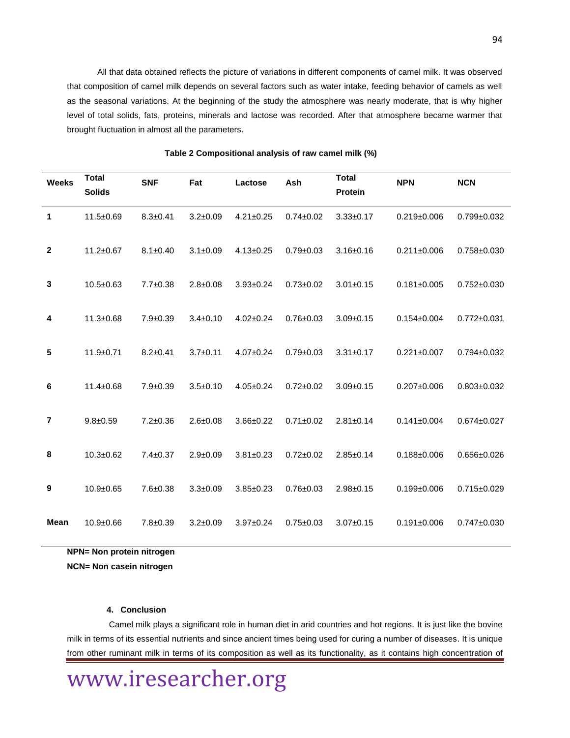All that data obtained reflects the picture of variations in different components of camel milk. It was observed that composition of camel milk depends on several factors such as water intake, feeding behavior of camels as well as the seasonal variations. At the beginning of the study the atmosphere was nearly moderate, that is why higher level of total solids, fats, proteins, minerals and lactose was recorded. After that atmosphere became warmer that brought fluctuation in almost all the parameters.

**Table 2 Compositional analysis of raw camel milk (%)**

| Weeks | Total Solids | SNF | Fat | Lactose | Ash | Total Protein | NPN | NCN |
|---|---|---|---|---|---|---|---|---|
| 1 | 11.5±0.69 | 8.3±0.41 | 3.2±0.09 | 4.21±0.25 | 0.74±0.02 | 3.33±0.17 | 0.219±0.006 | 0.799±0.032 |
| 2 | 11.2±0.67 | 8.1±0.40 | 3.1±0.09 | 4.13±0.25 | 0.79±0.03 | 3.16±0.16 | 0.211±0.006 | 0.758±0.030 |
| 3 | 10.5±0.63 | 7.7±0.38 | 2.8±0.08 | 3.93±0.24 | 0.73±0.02 | 3.01±0.15 | 0.181±0.005 | 0.752±0.030 |
| 4 | 11.3±0.68 | 7.9±0.39 | 3.4±0.10 | 4.02±0.24 | 0.76±0.03 | 3.09±0.15 | 0.154±0.004 | 0.772±0.031 |
| 5 | 11.9±0.71 | 8.2±0.41 | 3.7±0.11 | 4.07±0.24 | 0.79±0.03 | 3.31±0.17 | 0.221±0.007 | 0.794±0.032 |
| 6 | 11.4±0.68 | 7.9±0.39 | 3.5±0.10 | 4.05±0.24 | 0.72±0.02 | 3.09±0.15 | 0.207±0.006 | 0.803±0.032 |
| 7 | 9.8±0.59 | 7.2±0.36 | 2.6±0.08 | 3.66±0.22 | 0.71±0.02 | 2.81±0.14 | 0.141±0.004 | 0.674±0.027 |
| 8 | 10.3±0.62 | 7.4±0.37 | 2.9±0.09 | 3.81±0.23 | 0.72±0.02 | 2.85±0.14 | 0.188±0.006 | 0.656±0.026 |
| 9 | 10.9±0.65 | 7.6±0.38 | 3.3±0.09 | 3.85±0.23 | 0.76±0.03 | 2.98±0.15 | 0.199±0.006 | 0.715±0.029 |
| Mean | 10.9±0.66 | 7.8±0.39 | 3.2±0.09 | 3.97±0.24 | 0.75±0.03 | 3.07±0.15 | 0.191±0.006 | 0.747±0.030 |

**NPN= Non protein nitrogen**
**NCN= Non casein nitrogen**

## 4. Conclusion

Camel milk plays a significant role in human diet in arid countries and hot regions. It is just like the bovine milk in terms of its essential nutrients and since ancient times being used for curing a number of diseases. It is unique from other ruminant milk in terms of its composition as well as its functionality, as it contains high concentration of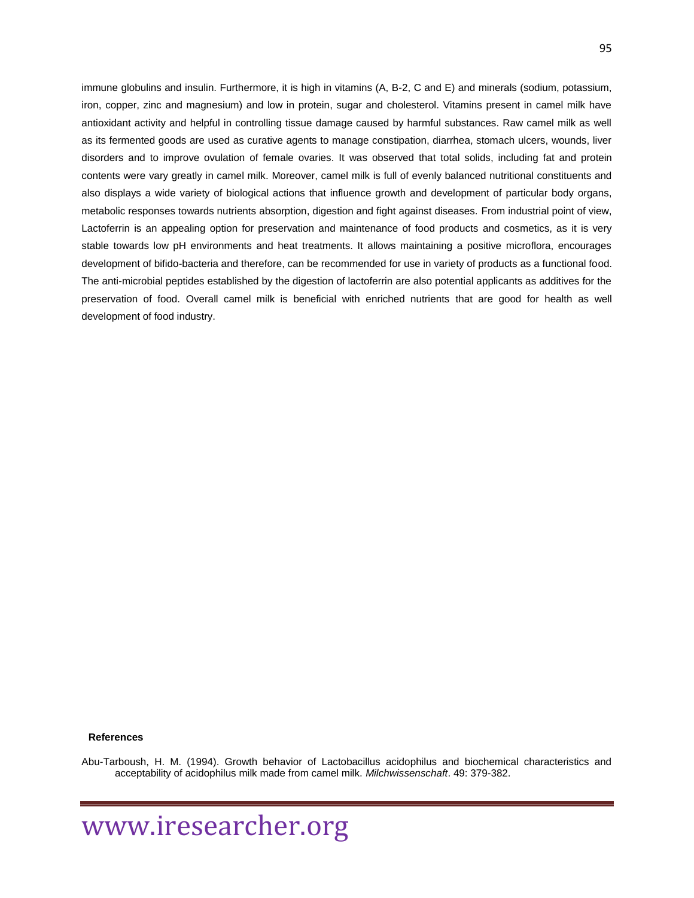immune globulins and insulin. Furthermore, it is high in vitamins (A, B-2, C and E) and minerals (sodium, potassium, iron, copper, zinc and magnesium) and low in protein, sugar and cholesterol. Vitamins present in camel milk have antioxidant activity and helpful in controlling tissue damage caused by harmful substances. Raw camel milk as well as its fermented goods are used as curative agents to manage constipation, diarrhea, stomach ulcers, wounds, liver disorders and to improve ovulation of female ovaries. It was observed that total solids, including fat and protein contents were vary greatly in camel milk. Moreover, camel milk is full of evenly balanced nutritional constituents and also displays a wide variety of biological actions that influence growth and development of particular body organs, metabolic responses towards nutrients absorption, digestion and fight against diseases. From industrial point of view, Lactoferrin is an appealing option for preservation and maintenance of food products and cosmetics, as it is very stable towards low pH environments and heat treatments. It allows maintaining a positive microflora, encourages development of bifido-bacteria and therefore, can be recommended for use in variety of products as a functional food. The anti-microbial peptides established by the digestion of lactoferrin are also potential applicants as additives for the preservation of food. Overall camel milk is beneficial with enriched nutrients that are good for health as well development of food industry.

## References

Abu-Tarboush, H. M. (1994). Growth behavior of Lactobacillus acidophilus and biochemical characteristics and acceptability of acidophilus milk made from camel milk. *Milchwissenschaft*. 49: 379-382.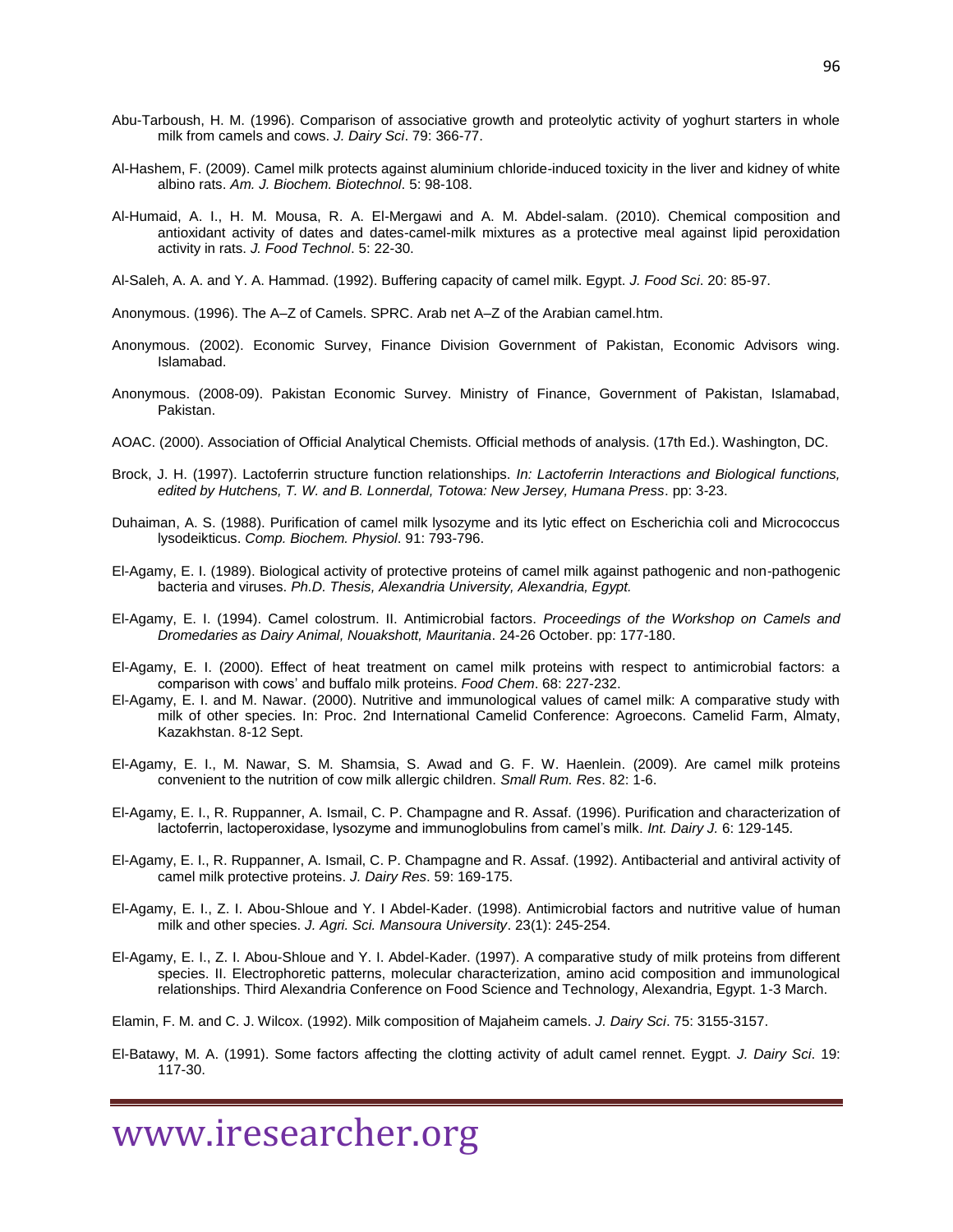Abu-Tarboush, H. M. (1996). Comparison of associative growth and proteolytic activity of yoghurt starters in whole milk from camels and cows. *J. Dairy Sci*. 79: 366-77.

Al-Hashem, F. (2009). Camel milk protects against aluminium chloride-induced toxicity in the liver and kidney of white albino rats. *Am. J. Biochem. Biotechnol*. 5: 98-108.

Al-Humaid, A. I., H. M. Mousa, R. A. El-Mergawi and A. M. Abdel-salam. (2010). Chemical composition and antioxidant activity of dates and dates-camel-milk mixtures as a protective meal against lipid peroxidation activity in rats. *J. Food Technol*. 5: 22-30.

Al-Saleh, A. A. and Y. A. Hammad. (1992). Buffering capacity of camel milk. Egypt. *J. Food Sci*. 20: 85-97.

Anonymous. (1996). The A–Z of Camels. SPRC. Arab net A–Z of the Arabian camel.htm.

Anonymous. (2002). Economic Survey, Finance Division Government of Pakistan, Economic Advisors wing. Islamabad.

Anonymous. (2008-09). Pakistan Economic Survey. Ministry of Finance, Government of Pakistan, Islamabad, Pakistan.

AOAC. (2000). Association of Official Analytical Chemists. Official methods of analysis. (17th Ed.). Washington, DC.

Brock, J. H. (1997). Lactoferrin structure function relationships. *In: Lactoferrin Interactions and Biological functions, edited by Hutchens, T. W. and B. Lonnerdal, Totowa: New Jersey, Humana Press*. pp: 3-23.

Duhaiman, A. S. (1988). Purification of camel milk lysozyme and its lytic effect on Escherichia coli and Micrococcus lysodeikticus. *Comp. Biochem. Physiol*. 91: 793-796.

El-Agamy, E. I. (1989). Biological activity of protective proteins of camel milk against pathogenic and non-pathogenic bacteria and viruses. *Ph.D. Thesis, Alexandria University, Alexandria, Egypt.*

El-Agamy, E. I. (1994). Camel colostrum. II. Antimicrobial factors. *Proceedings of the Workshop on Camels and Dromedaries as Dairy Animal, Nouakshott, Mauritania*. 24-26 October. pp: 177-180.

El-Agamy, E. I. (2000). Effect of heat treatment on camel milk proteins with respect to antimicrobial factors: a comparison with cows' and buffalo milk proteins. *Food Chem*. 68: 227-232.

El-Agamy, E. I. and M. Nawar. (2000). Nutritive and immunological values of camel milk: A comparative study with milk of other species. In: Proc. 2nd International Camelid Conference: Agroecons. Camelid Farm, Almaty, Kazakhstan. 8-12 Sept.

El-Agamy, E. I., M. Nawar, S. M. Shamsia, S. Awad and G. F. W. Haenlein. (2009). Are camel milk proteins convenient to the nutrition of cow milk allergic children. *Small Rum. Res*. 82: 1-6.

El-Agamy, E. I., R. Ruppanner, A. Ismail, C. P. Champagne and R. Assaf. (1996). Purification and characterization of lactoferrin, lactoperoxidase, lysozyme and immunoglobulins from camel's milk. *Int. Dairy J.* 6: 129-145.

El-Agamy, E. I., R. Ruppanner, A. Ismail, C. P. Champagne and R. Assaf. (1992). Antibacterial and antiviral activity of camel milk protective proteins. *J. Dairy Res*. 59: 169-175.

El-Agamy, E. I., Z. I. Abou-Shloue and Y. I Abdel-Kader. (1998). Antimicrobial factors and nutritive value of human milk and other species. *J. Agri. Sci. Mansoura University*. 23(1): 245-254.

El-Agamy, E. I., Z. I. Abou-Shloue and Y. I. Abdel-Kader. (1997). A comparative study of milk proteins from different species. II. Electrophoretic patterns, molecular characterization, amino acid composition and immunological relationships. Third Alexandria Conference on Food Science and Technology, Alexandria, Egypt. 1-3 March.

Elamin, F. M. and C. J. Wilcox. (1992). Milk composition of Majaheim camels. *J. Dairy Sci*. 75: 3155-3157.

El-Batawy, M. A. (1991). Some factors affecting the clotting activity of adult camel rennet. Eygpt. *J. Dairy Sci*. 19: 117-30.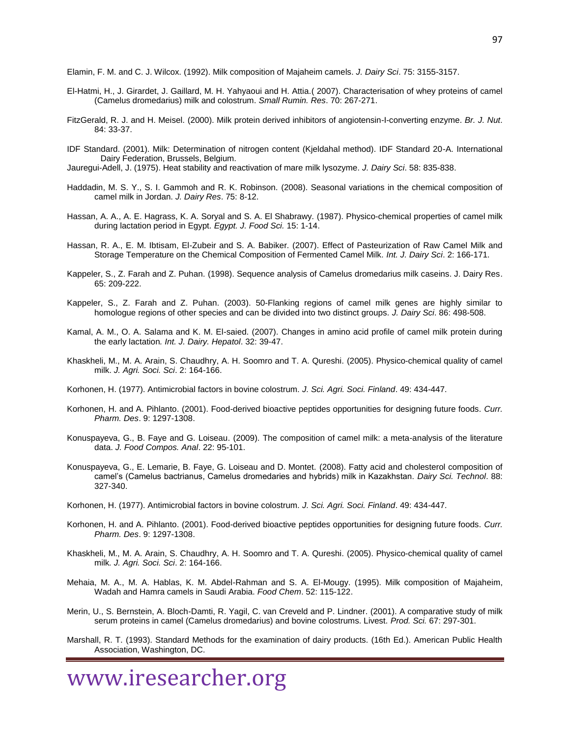Elamin, F. M. and C. J. Wilcox. (1992). Milk composition of Majaheim camels. *J. Dairy Sci*. 75: 3155-3157.

El-Hatmi, H., J. Girardet, J. Gaillard, M. H. Yahyaoui and H. Attia.( 2007). Characterisation of whey proteins of camel (Camelus dromedarius) milk and colostrum. *Small Rumin. Res*. 70: 267-271.

FitzGerald, R. J. and H. Meisel. (2000). Milk protein derived inhibitors of angiotensin-I-converting enzyme. *Br. J. Nut*. 84: 33-37.

IDF Standard. (2001). Milk: Determination of nitrogen content (Kjeldahal method). IDF Standard 20-A. International Dairy Federation, Brussels, Belgium.

Jauregui-Adell, J. (1975). Heat stability and reactivation of mare milk lysozyme. *J. Dairy Sci*. 58: 835-838.

Haddadin, M. S. Y., S. I. Gammoh and R. K. Robinson. (2008). Seasonal variations in the chemical composition of camel milk in Jordan. *J. Dairy Res*. 75: 8-12.

Hassan, A. A., A. E. Hagrass, K. A. Soryal and S. A. El Shabrawy. (1987). Physico-chemical properties of camel milk during lactation period in Egypt. *Egypt. J. Food Sci.* 15: 1-14.

Hassan, R. A., E. M. Ibtisam, El-Zubeir and S. A. Babiker. (2007). Effect of Pasteurization of Raw Camel Milk and Storage Temperature on the Chemical Composition of Fermented Camel Milk. *Int. J. Dairy Sci*. 2: 166-171.

Kappeler, S., Z. Farah and Z. Puhan. (1998). Sequence analysis of Camelus dromedarius milk caseins. J. Dairy Res. 65: 209-222.

Kappeler, S., Z. Farah and Z. Puhan. (2003). 50-Flanking regions of camel milk genes are highly similar to homologue regions of other species and can be divided into two distinct groups. *J. Dairy Sci*. 86: 498-508.

Kamal, A. M., O. A. Salama and K. M. El-saied. (2007). Changes in amino acid profile of camel milk protein during the early lactation*. Int. J. Dairy. Hepatol*. 32: 39-47.

Khaskheli, M., M. A. Arain, S. Chaudhry, A. H. Soomro and T. A. Qureshi. (2005). Physico-chemical quality of camel milk. *J. Agri. Soci. Sci*. 2: 164-166.

Korhonen, H. (1977). Antimicrobial factors in bovine colostrum. *J. Sci. Agri. Soci. Finland*. 49: 434-447.

Korhonen, H. and A. Pihlanto. (2001). Food-derived bioactive peptides opportunities for designing future foods. *Curr. Pharm. Des*. 9: 1297-1308.

Konuspayeva, G., B. Faye and G. Loiseau. (2009). The composition of camel milk: a meta-analysis of the literature data. *J. Food Compos. Anal*. 22: 95-101.

Konuspayeva, G., E. Lemarie, B. Faye, G. Loiseau and D. Montet. (2008). Fatty acid and cholesterol composition of camel's (Camelus bactrianus, Camelus dromedaries and hybrids) milk in Kazakhstan. *Dairy Sci. Technol*. 88: 327-340.

Korhonen, H. (1977). Antimicrobial factors in bovine colostrum. *J. Sci. Agri. Soci. Finland*. 49: 434-447.

Korhonen, H. and A. Pihlanto. (2001). Food-derived bioactive peptides opportunities for designing future foods. *Curr. Pharm. Des*. 9: 1297-1308.

Khaskheli, M., M. A. Arain, S. Chaudhry, A. H. Soomro and T. A. Qureshi. (2005). Physico-chemical quality of camel milk*. J. Agri. Soci. Sci*. 2: 164-166.

Mehaia, M. A., M. A. Hablas, K. M. Abdel-Rahman and S. A. El-Mougy. (1995). Milk composition of Majaheim, Wadah and Hamra camels in Saudi Arabia. *Food Chem*. 52: 115-122.

Merin, U., S. Bernstein, A. Bloch-Damti, R. Yagil, C. van Creveld and P. Lindner. (2001). A comparative study of milk serum proteins in camel (Camelus dromedarius) and bovine colostrums. Livest. *Prod. Sci.* 67: 297-301.

Marshall, R. T. (1993). Standard Methods for the examination of dairy products. (16th Ed.). American Public Health Association, Washington, DC.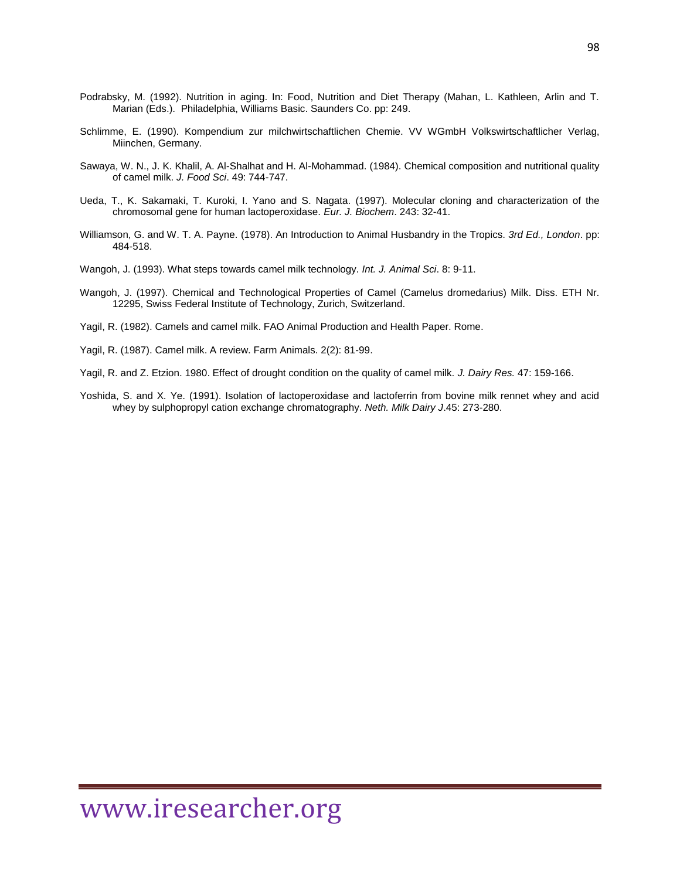Podrabsky, M. (1992). Nutrition in aging. In: Food, Nutrition and Diet Therapy (Mahan, L. Kathleen, Arlin and T. Marian (Eds.). Philadelphia, Williams Basic. Saunders Co. pp: 249.

Schlimme, E. (1990). Kompendium zur milchwirtschaftlichen Chemie. VV WGmbH Volkswirtschaftlicher Verlag, Miinchen, Germany.

Sawaya, W. N., J. K. Khalil, A. Al-Shalhat and H. Al-Mohammad. (1984). Chemical composition and nutritional quality of camel milk. *J. Food Sci*. 49: 744-747.

Ueda, T., K. Sakamaki, T. Kuroki, I. Yano and S. Nagata. (1997). Molecular cloning and characterization of the chromosomal gene for human lactoperoxidase. *Eur. J. Biochem*. 243: 32-41.

Williamson, G. and W. T. A. Payne. (1978). An Introduction to Animal Husbandry in the Tropics. *3rd Ed., London*. pp: 484-518.

Wangoh, J. (1993). What steps towards camel milk technology. *Int. J. Animal Sci*. 8: 9-11.

Wangoh, J. (1997). Chemical and Technological Properties of Camel (Camelus dromedarius) Milk. Diss. ETH Nr. 12295, Swiss Federal Institute of Technology, Zurich, Switzerland.

Yagil, R. (1982). Camels and camel milk. FAO Animal Production and Health Paper. Rome.

Yagil, R. (1987). Camel milk. A review. Farm Animals. 2(2): 81-99.

Yagil, R. and Z. Etzion. 1980. Effect of drought condition on the quality of camel milk. *J. Dairy Res.* 47: 159-166.

Yoshida, S. and X. Ye. (1991). Isolation of lactoperoxidase and lactoferrin from bovine milk rennet whey and acid whey by sulphopropyl cation exchange chromatography. *Neth. Milk Dairy J*.45: 273-280.